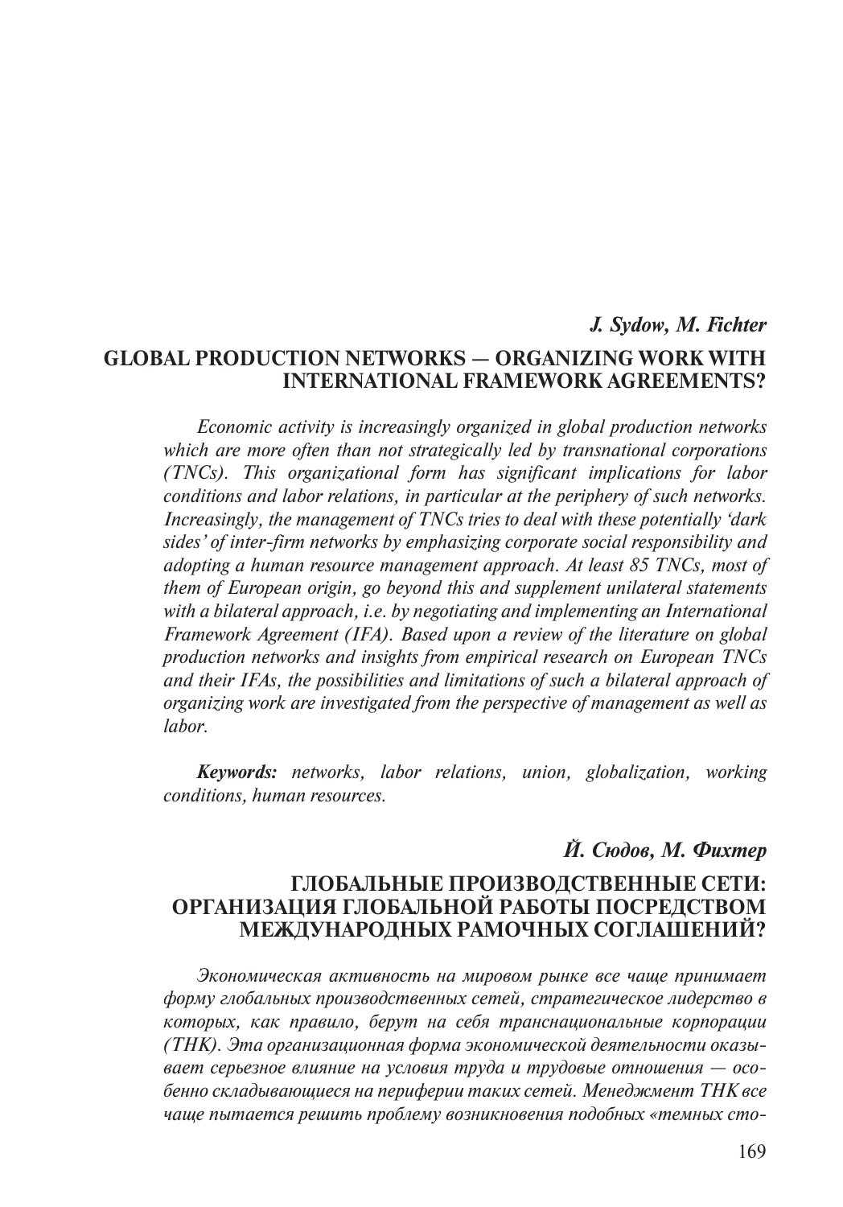***J. Sydow, M. Fichter***

## GLOBAL PRODUCTION NETWORKS — ORGANIZING WORK WITH INTERNATIONAL FRAMEWORK AGREEMENTS?

*Economic activity is increasingly organized in global production networks which are more often than not strategically led by transnational corporations (TNCs). This organizational form has significant implications for labor conditions and labor relations, in particular at the periphery of such networks. Increasingly, the management of TNCs tries to deal with these potentially 'dark sides' of inter-firm networks by emphasizing corporate social responsibility and adopting a human resource management approach. At least 85 TNCs, most of them of European origin, go beyond this and supplement unilateral statements with a bilateral approach, i.e. by negotiating and implementing an International Framework Agreement (IFA). Based upon a review of the literature on global production networks and insights from empirical research on European TNCs and their IFAs, the possibilities and limitations of such a bilateral approach of organizing work are investigated from the perspective of management as well as labor.*

***Keywords:*** *networks, labor relations, union, globalization, working conditions, human resources.*

***Й. Сюдов, М. Фихтер***

## ГЛОБАЛЬНЫЕ ПРОИЗВОДСТВЕННЫЕ СЕТИ: ОРГАНИЗАЦИЯ ГЛОБАЛЬНОЙ РАБОТЫ ПОСРЕДСТВОМ МЕЖДУНАРОДНЫХ РАМОЧНЫХ СОГЛАШЕНИЙ?

*Экономическая активность на мировом рынке все чаще принимает форму глобальных производственных сетей, стратегическое лидерство в которых, как правило, берут на себя транснациональные корпорации (ТНК). Эта организационная форма экономической деятельности оказывает серьезное влияние на условия труда и трудовые отношения — особенно складывающиеся на периферии таких сетей. Менеджмент ТНК все чаще пытается решить проблему возникновения подобных «темных сто-*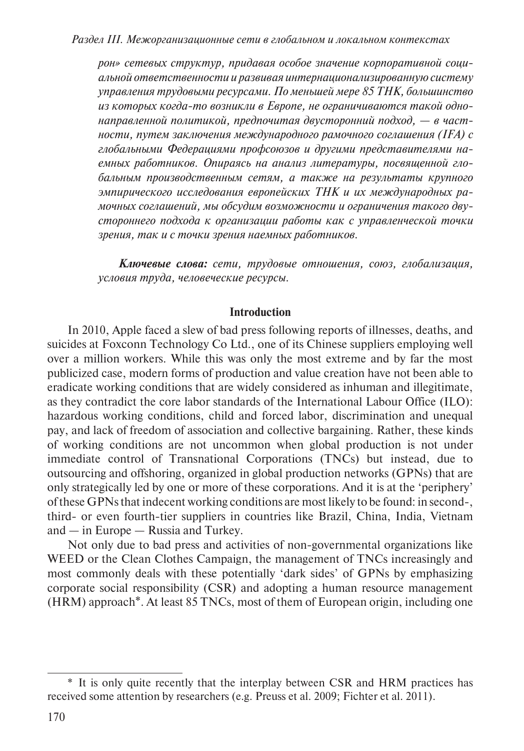*рон» сетевых структур, придавая особое значение корпоративной социальной ответственности и развивая интернационализированную систему управления трудовыми ресурсами. По меньшей мере 85 ТНК, большинство из которых когда-то возникли в Европе, не ограничиваются такой однонаправленной политикой, предпочитая двусторонний подход, — в частности, путем заключения международного рамочного соглашения (IFA) с глобальными Федерациями профсоюзов и другими представителями наемных работников. Опираясь на анализ литературы, посвященной глобальным производственным сетям, а также на результаты крупного эмпирического исследования европейских ТНК и их международных рамочных соглашений, мы обсудим возможности и ограничения такого двустороннего подхода к организации работы как с управленческой точки зрения, так и с точки зрения наемных работников.*

***Ключевые слова:*** *сети, трудовые отношения, союз, глобализация, условия труда, человеческие ресурсы.*

## Introduction

In 2010, Apple faced a slew of bad press following reports of illnesses, deaths, and suicides at Foxconn Technology Co Ltd., one of its Chinese suppliers employing well over a million workers. While this was only the most extreme and by far the most publicized case, modern forms of production and value creation have not been able to eradicate working conditions that are widely considered as inhuman and illegitimate, as they contradict the core labor standards of the International Labour Office (ILO): hazardous working conditions, child and forced labor, discrimination and unequal pay, and lack of freedom of association and collective bargaining. Rather, these kinds of working conditions are not uncommon when global production is not under immediate control of Transnational Corporations (TNCs) but instead, due to outsourcing and offshoring, organized in global production networks (GPNs) that are only strategically led by one or more of these corporations. And it is at the 'periphery' of these GPNs that indecent working conditions are most likely to be found: in second-, third- or even fourth-tier suppliers in countries like Brazil, China, India, Vietnam and — in Europe — Russia and Turkey.

Not only due to bad press and activities of non-governmental organizations like WEED or the Clean Clothes Campaign, the management of TNCs increasingly and most commonly deals with these potentially 'dark sides' of GPNs by emphasizing corporate social responsibility (CSR) and adopting a human resource management (HRM) approach*. At least 85 TNCs, most of them of European origin, including one

* It is only quite recently that the interplay between CSR and HRM practices has received some attention by researchers (e.g. Preuss et al. 2009; Fichter et al. 2011).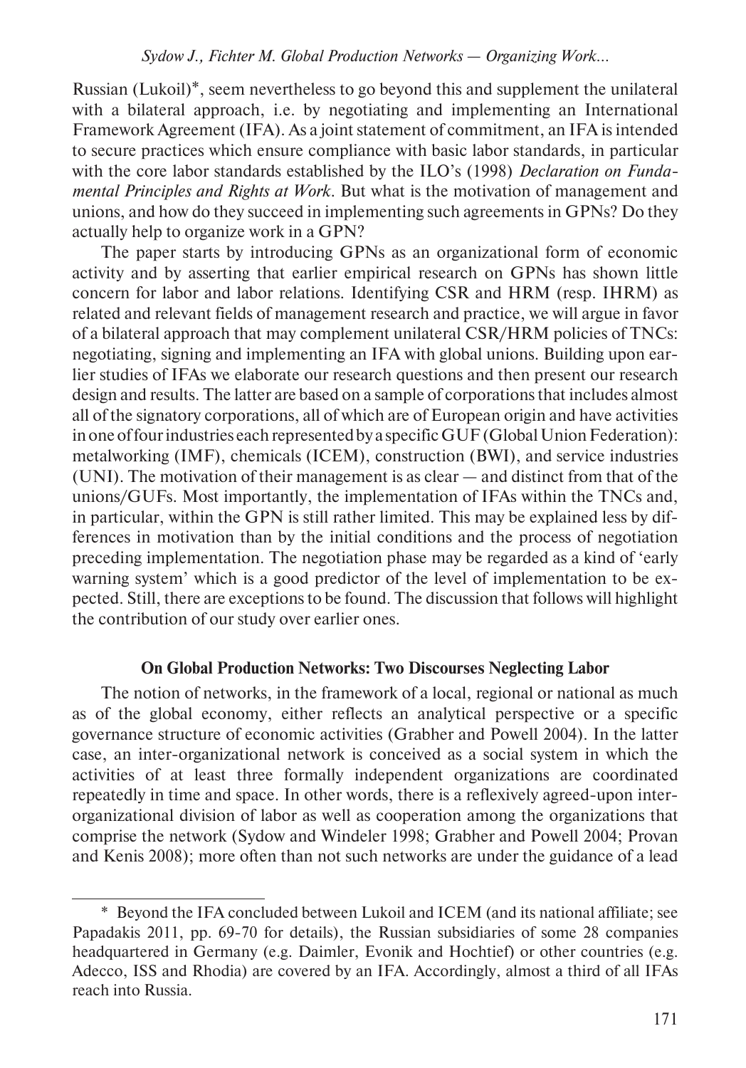Russian (Lukoil)*, seem nevertheless to go beyond this and supplement the unilateral with a bilateral approach, i.e. by negotiating and implementing an International Framework Agreement (IFA). As a joint statement of commitment, an IFA is intended to secure practices which ensure compliance with basic labor standards, in particular with the core labor standards established by the ILO's (1998) *Declaration on Fundamental Principles and Rights at Work*. But what is the motivation of management and unions, and how do they succeed in implementing such agreements in GPNs? Do they actually help to organize work in a GPN?

The paper starts by introducing GPNs as an organizational form of economic activity and by asserting that earlier empirical research on GPNs has shown little concern for labor and labor relations. Identifying CSR and HRM (resp. IHRM) as related and relevant fields of management research and practice, we will argue in favor of a bilateral approach that may complement unilateral CSR/HRM policies of TNCs: negotiating, signing and implementing an IFA with global unions. Building upon earlier studies of IFAs we elaborate our research questions and then present our research design and results. The latter are based on a sample of corporations that includes almost all of the signatory corporations, all of which are of European origin and have activities in one of four industries each represented by a specific GUF (Global Union Federation): metalworking (IMF), chemicals (ICEM), construction (BWI), and service industries (UNI). The motivation of their management is as clear — and distinct from that of the unions/GUFs. Most importantly, the implementation of IFAs within the TNCs and, in particular, within the GPN is still rather limited. This may be explained less by differences in motivation than by the initial conditions and the process of negotiation preceding implementation. The negotiation phase may be regarded as a kind of 'early warning system' which is a good predictor of the level of implementation to be expected. Still, there are exceptions to be found. The discussion that follows will highlight the contribution of our study over earlier ones.

## On Global Production Networks: Two Discourses Neglecting Labor

The notion of networks, in the framework of a local, regional or national as much as of the global economy, either reflects an analytical perspective or a specific governance structure of economic activities (Grabher and Powell 2004). In the latter case, an inter-organizational network is conceived as a social system in which the activities of at least three formally independent organizations are coordinated repeatedly in time and space. In other words, there is a reflexively agreed-upon inter-organizational division of labor as well as cooperation among the organizations that comprise the network (Sydow and Windeler 1998; Grabher and Powell 2004; Provan and Kenis 2008); more often than not such networks are under the guidance of a lead

---

* Beyond the IFA concluded between Lukoil and ICEM (and its national affiliate; see Papadakis 2011, pp. 69-70 for details), the Russian subsidiaries of some 28 companies headquartered in Germany (e.g. Daimler, Evonik and Hochtief) or other countries (e.g. Adecco, ISS and Rhodia) are covered by an IFA. Accordingly, almost a third of all IFAs reach into Russia.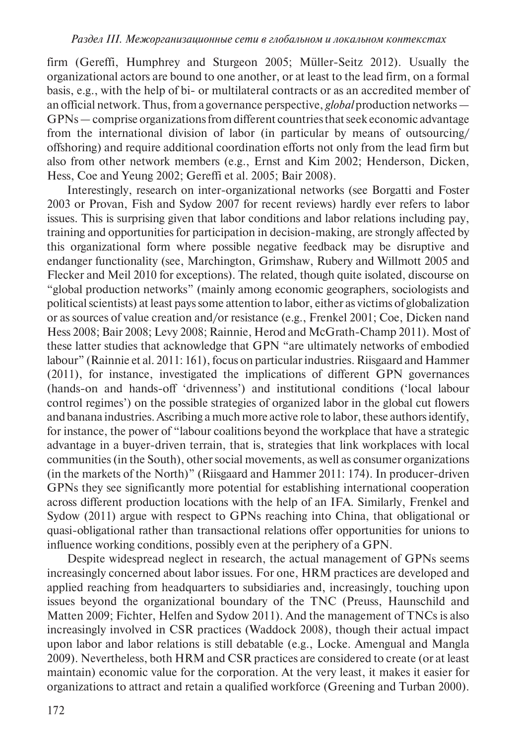firm (Gereffi, Humphrey and Sturgeon 2005; Müller-Seitz 2012). Usually the organizational actors are bound to one another, or at least to the lead firm, on a formal basis, e.g., with the help of bi- or multilateral contracts or as an accredited member of an official network. Thus, from a governance perspective, *global* production networks — GPNs — comprise organizations from different countries that seek economic advantage from the international division of labor (in particular by means of outsourcing/offshoring) and require additional coordination efforts not only from the lead firm but also from other network members (e.g., Ernst and Kim 2002; Henderson, Dicken, Hess, Coe and Yeung 2002; Gereffi et al. 2005; Bair 2008).

Interestingly, research on inter-organizational networks (see Borgatti and Foster 2003 or Provan, Fish and Sydow 2007 for recent reviews) hardly ever refers to labor issues. This is surprising given that labor conditions and labor relations including pay, training and opportunities for participation in decision-making, are strongly affected by this organizational form where possible negative feedback may be disruptive and endanger functionality (see, Marchington, Grimshaw, Rubery and Willmott 2005 and Flecker and Meil 2010 for exceptions). The related, though quite isolated, discourse on "global production networks" (mainly among economic geographers, sociologists and political scientists) at least pays some attention to labor, either as victims of globalization or as sources of value creation and/or resistance (e.g., Frenkel 2001; Coe, Dicken nand Hess 2008; Bair 2008; Levy 2008; Rainnie, Herod and McGrath-Champ 2011). Most of these latter studies that acknowledge that GPN "are ultimately networks of embodied labour" (Rainnie et al. 2011: 161), focus on particular industries. Riisgaard and Hammer (2011), for instance, investigated the implications of different GPN governances (hands-on and hands-off 'drivenness') and institutional conditions ('local labour control regimes') on the possible strategies of organized labor in the global cut flowers and banana industries. Ascribing a much more active role to labor, these authors identify, for instance, the power of "labour coalitions beyond the workplace that have a strategic advantage in a buyer-driven terrain, that is, strategies that link workplaces with local communities (in the South), other social movements, as well as consumer organizations (in the markets of the North)" (Riisgaard and Hammer 2011: 174). In producer-driven GPNs they see significantly more potential for establishing international cooperation across different production locations with the help of an IFA. Similarly, Frenkel and Sydow (2011) argue with respect to GPNs reaching into China, that obligational or quasi-obligational rather than transactional relations offer opportunities for unions to influence working conditions, possibly even at the periphery of a GPN.

Despite widespread neglect in research, the actual management of GPNs seems increasingly concerned about labor issues. For one, HRM practices are developed and applied reaching from headquarters to subsidiaries and, increasingly, touching upon issues beyond the organizational boundary of the TNC (Preuss, Haunschild and Matten 2009; Fichter, Helfen and Sydow 2011). And the management of TNCs is also increasingly involved in CSR practices (Waddock 2008), though their actual impact upon labor and labor relations is still debatable (e.g., Locke. Amengual and Mangla 2009). Nevertheless, both HRM and CSR practices are considered to create (or at least maintain) economic value for the corporation. At the very least, it makes it easier for organizations to attract and retain a qualified workforce (Greening and Turban 2000).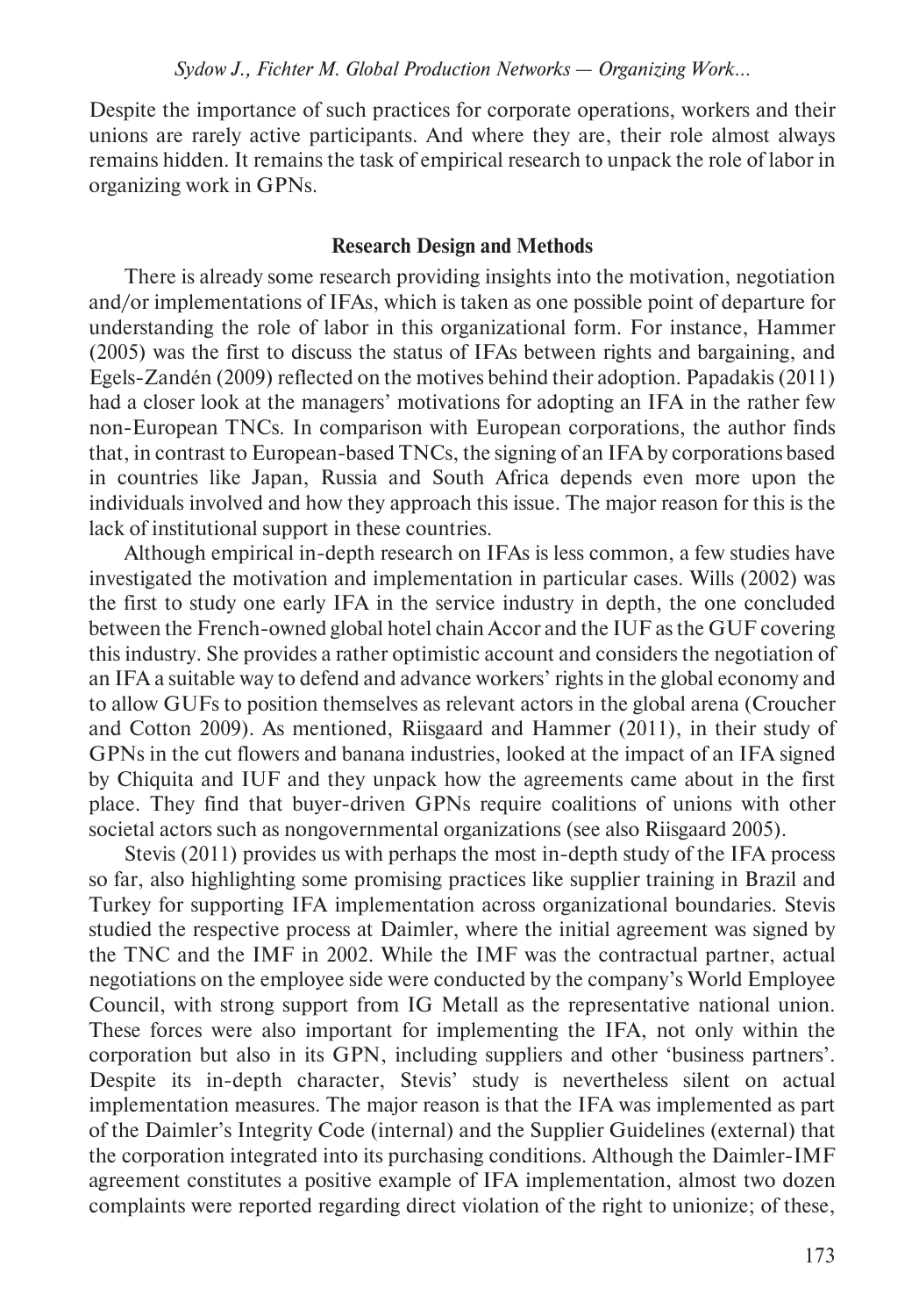Despite the importance of such practices for corporate operations, workers and their unions are rarely active participants. And where they are, their role almost always remains hidden. It remains the task of empirical research to unpack the role of labor in organizing work in GPNs.

## Research Design and Methods

There is already some research providing insights into the motivation, negotiation and/or implementations of IFAs, which is taken as one possible point of departure for understanding the role of labor in this organizational form. For instance, Hammer (2005) was the first to discuss the status of IFAs between rights and bargaining, and Egels-Zandén (2009) reflected on the motives behind their adoption. Papadakis (2011) had a closer look at the managers' motivations for adopting an IFA in the rather few non-European TNCs. In comparison with European corporations, the author finds that, in contrast to European-based TNCs, the signing of an IFA by corporations based in countries like Japan, Russia and South Africa depends even more upon the individuals involved and how they approach this issue. The major reason for this is the lack of institutional support in these countries.

Although empirical in-depth research on IFAs is less common, a few studies have investigated the motivation and implementation in particular cases. Wills (2002) was the first to study one early IFA in the service industry in depth, the one concluded between the French-owned global hotel chain Accor and the IUF as the GUF covering this industry. She provides a rather optimistic account and considers the negotiation of an IFA a suitable way to defend and advance workers' rights in the global economy and to allow GUFs to position themselves as relevant actors in the global arena (Croucher and Cotton 2009). As mentioned, Riisgaard and Hammer (2011), in their study of GPNs in the cut flowers and banana industries, looked at the impact of an IFA signed by Chiquita and IUF and they unpack how the agreements came about in the first place. They find that buyer-driven GPNs require coalitions of unions with other societal actors such as nongovernmental organizations (see also Riisgaard 2005).

Stevis (2011) provides us with perhaps the most in-depth study of the IFA process so far, also highlighting some promising practices like supplier training in Brazil and Turkey for supporting IFA implementation across organizational boundaries. Stevis studied the respective process at Daimler, where the initial agreement was signed by the TNC and the IMF in 2002. While the IMF was the contractual partner, actual negotiations on the employee side were conducted by the company's World Employee Council, with strong support from IG Metall as the representative national union. These forces were also important for implementing the IFA, not only within the corporation but also in its GPN, including suppliers and other 'business partners'. Despite its in-depth character, Stevis' study is nevertheless silent on actual implementation measures. The major reason is that the IFA was implemented as part of the Daimler's Integrity Code (internal) and the Supplier Guidelines (external) that the corporation integrated into its purchasing conditions. Although the Daimler-IMF agreement constitutes a positive example of IFA implementation, almost two dozen complaints were reported regarding direct violation of the right to unionize; of these,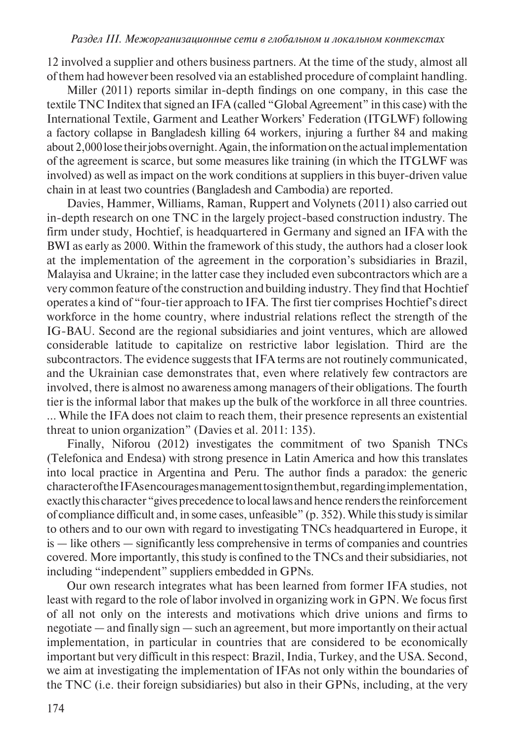12 involved a supplier and others business partners. At the time of the study, almost all of them had however been resolved via an established procedure of complaint handling.

Miller (2011) reports similar in-depth findings on one company, in this case the textile TNC Inditex that signed an IFA (called "Global Agreement" in this case) with the International Textile, Garment and Leather Workers' Federation (ITGLWF) following a factory collapse in Bangladesh killing 64 workers, injuring a further 84 and making about 2,000 lose their jobs overnight. Again, the information on the actual implementation of the agreement is scarce, but some measures like training (in which the ITGLWF was involved) as well as impact on the work conditions at suppliers in this buyer-driven value chain in at least two countries (Bangladesh and Cambodia) are reported.

Davies, Hammer, Williams, Raman, Ruppert and Volynets (2011) also carried out in-depth research on one TNC in the largely project-based construction industry. The firm under study, Hochtief, is headquartered in Germany and signed an IFA with the BWI as early as 2000. Within the framework of this study, the authors had a closer look at the implementation of the agreement in the corporation's subsidiaries in Brazil, Malayisa and Ukraine; in the latter case they included even subcontractors which are a very common feature of the construction and building industry. They find that Hochtief operates a kind of "four-tier approach to IFA. The first tier comprises Hochtief's direct workforce in the home country, where industrial relations reflect the strength of the IG-BAU. Second are the regional subsidiaries and joint ventures, which are allowed considerable latitude to capitalize on restrictive labor legislation. Third are the subcontractors. The evidence suggests that IFA terms are not routinely communicated, and the Ukrainian case demonstrates that, even where relatively few contractors are involved, there is almost no awareness among managers of their obligations. The fourth tier is the informal labor that makes up the bulk of the workforce in all three countries. ... While the IFA does not claim to reach them, their presence represents an existential threat to union organization" (Davies et al. 2011: 135).

Finally, Niforou (2012) investigates the commitment of two Spanish TNCs (Telefonica and Endesa) with strong presence in Latin America and how this translates into local practice in Argentina and Peru. The author finds a paradox: the generic character of the IFAs encourages management to sign them but, regarding implementation, exactly this character "gives precedence to local laws and hence renders the reinforcement of compliance difficult and, in some cases, unfeasible" (p. 352). While this study is similar to others and to our own with regard to investigating TNCs headquartered in Europe, it is — like others — significantly less comprehensive in terms of companies and countries covered. More importantly, this study is confined to the TNCs and their subsidiaries, not including "independent" suppliers embedded in GPNs.

Our own research integrates what has been learned from former IFA studies, not least with regard to the role of labor involved in organizing work in GPN. We focus first of all not only on the interests and motivations which drive unions and firms to negotiate — and finally sign — such an agreement, but more importantly on their actual implementation, in particular in countries that are considered to be economically important but very difficult in this respect: Brazil, India, Turkey, and the USA. Second, we aim at investigating the implementation of IFAs not only within the boundaries of the TNC (i.e. their foreign subsidiaries) but also in their GPNs, including, at the very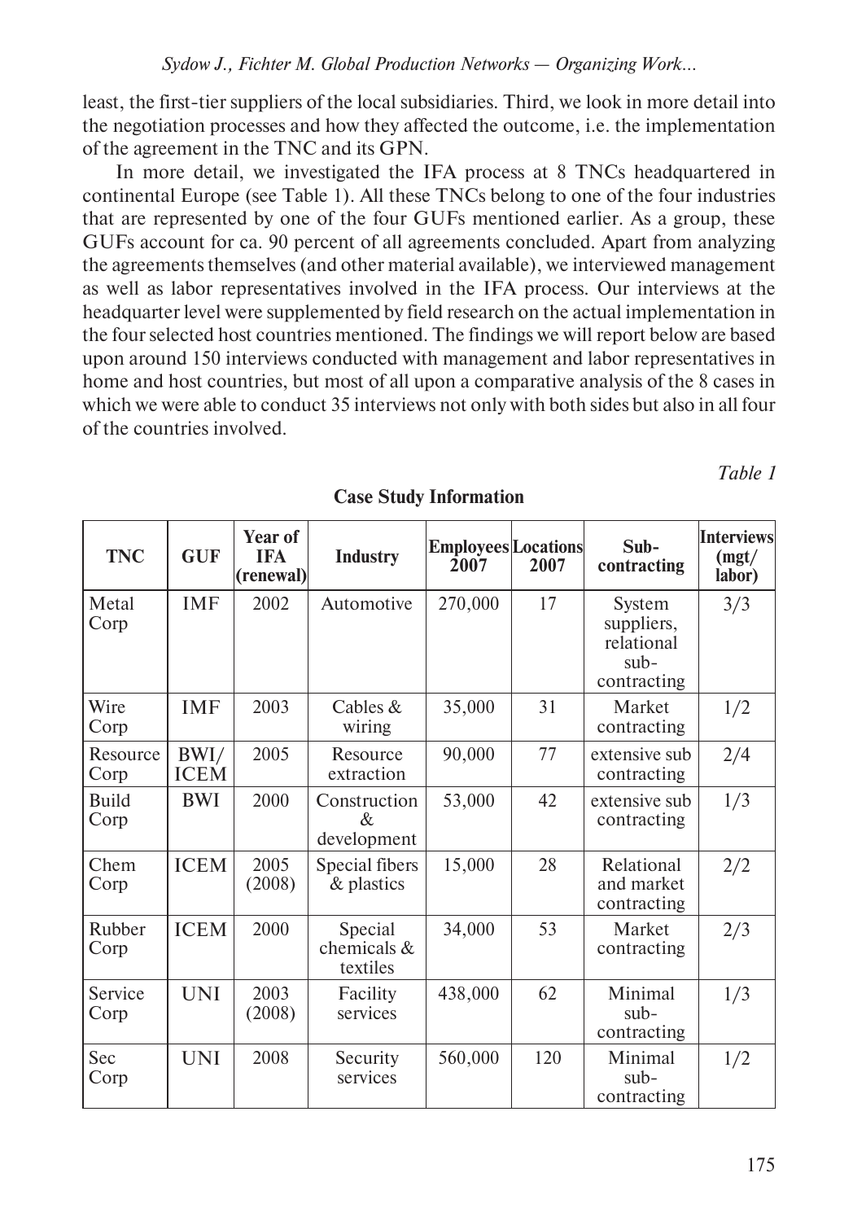least, the first-tier suppliers of the local subsidiaries. Third, we look in more detail into the negotiation processes and how they affected the outcome, i.e. the implementation of the agreement in the TNC and its GPN.

In more detail, we investigated the IFA process at 8 TNCs headquartered in continental Europe (see Table 1). All these TNCs belong to one of the four industries that are represented by one of the four GUFs mentioned earlier. As a group, these GUFs account for ca. 90 percent of all agreements concluded. Apart from analyzing the agreements themselves (and other material available), we interviewed management as well as labor representatives involved in the IFA process. Our interviews at the headquarter level were supplemented by field research on the actual implementation in the four selected host countries mentioned. The findings we will report below are based upon around 150 interviews conducted with management and labor representatives in home and host countries, but most of all upon a comparative analysis of the 8 cases in which we were able to conduct 35 interviews not only with both sides but also in all four of the countries involved.

*Table 1*

**Case Study Information**

| TNC | GUF | Year of IFA (renewal) | Industry | Employees 2007 | Locations 2007 | Sub-contracting | Interviews (mgt/labor) |
|---|---|---|---|---|---|---|---|
| Metal Corp | IMF | 2002 | Automotive | 270,000 | 17 | System suppliers, relational sub-contracting | 3/3 |
| Wire Corp | IMF | 2003 | Cables & wiring | 35,000 | 31 | Market contracting | 1/2 |
| Resource Corp | BWI/ICEM | 2005 | Resource extraction | 90,000 | 77 | extensive sub contracting | 2/4 |
| Build Corp | BWI | 2000 | Construction & development | 53,000 | 42 | extensive sub contracting | 1/3 |
| Chem Corp | ICEM | 2005 (2008) | Special fibers & plastics | 15,000 | 28 | Relational and market contracting | 2/2 |
| Rubber Corp | ICEM | 2000 | Special chemicals & textiles | 34,000 | 53 | Market contracting | 2/3 |
| Service Corp | UNI | 2003 (2008) | Facility services | 438,000 | 62 | Minimal sub-contracting | 1/3 |
| Sec Corp | UNI | 2008 | Security services | 560,000 | 120 | Minimal sub-contracting | 1/2 |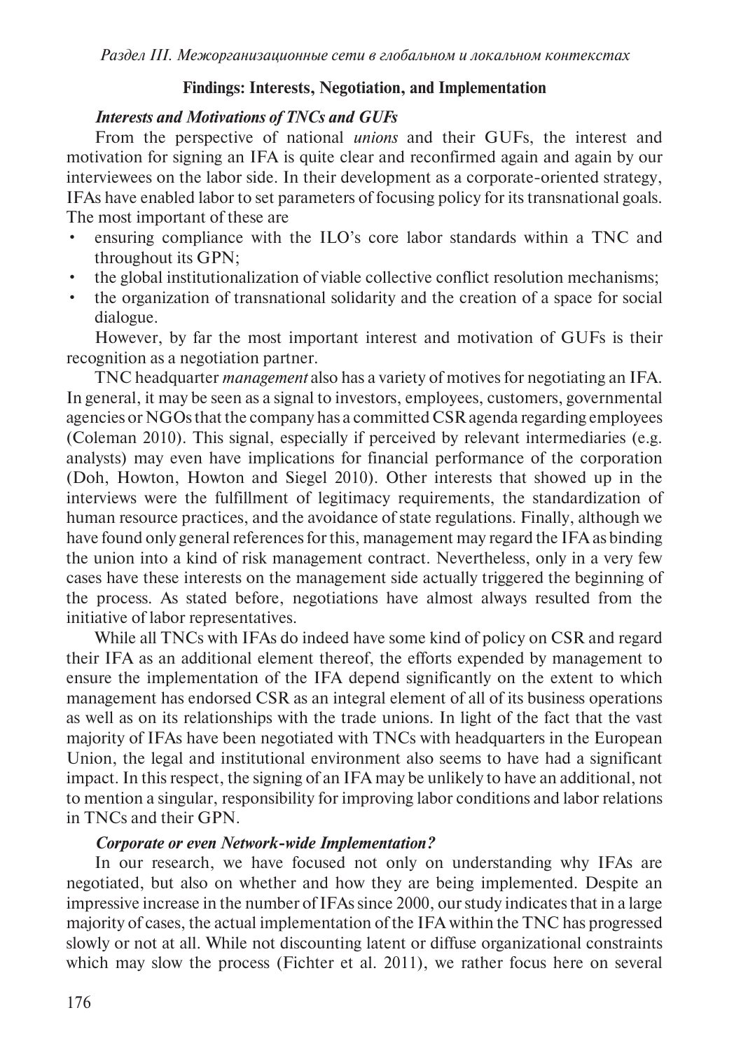## Findings: Interests, Negotiation, and Implementation

### *Interests and Motivations of TNCs and GUFs*

From the perspective of national *unions* and their GUFs, the interest and motivation for signing an IFA is quite clear and reconfirmed again and again by our interviewees on the labor side. In their development as a corporate-oriented strategy, IFAs have enabled labor to set parameters of focusing policy for its transnational goals. The most important of these are

- ensuring compliance with the ILO's core labor standards within a TNC and throughout its GPN;
- the global institutionalization of viable collective conflict resolution mechanisms;
- the organization of transnational solidarity and the creation of a space for social dialogue.

However, by far the most important interest and motivation of GUFs is their recognition as a negotiation partner.

TNC headquarter *management* also has a variety of motives for negotiating an IFA. In general, it may be seen as a signal to investors, employees, customers, governmental agencies or NGOs that the company has a committed CSR agenda regarding employees (Coleman 2010). This signal, especially if perceived by relevant intermediaries (e.g. analysts) may even have implications for financial performance of the corporation (Doh, Howton, Howton and Siegel 2010). Other interests that showed up in the interviews were the fulfillment of legitimacy requirements, the standardization of human resource practices, and the avoidance of state regulations. Finally, although we have found only general references for this, management may regard the IFA as binding the union into a kind of risk management contract. Nevertheless, only in a very few cases have these interests on the management side actually triggered the beginning of the process. As stated before, negotiations have almost always resulted from the initiative of labor representatives.

While all TNCs with IFAs do indeed have some kind of policy on CSR and regard their IFA as an additional element thereof, the efforts expended by management to ensure the implementation of the IFA depend significantly on the extent to which management has endorsed CSR as an integral element of all of its business operations as well as on its relationships with the trade unions. In light of the fact that the vast majority of IFAs have been negotiated with TNCs with headquarters in the European Union, the legal and institutional environment also seems to have had a significant impact. In this respect, the signing of an IFA may be unlikely to have an additional, not to mention a singular, responsibility for improving labor conditions and labor relations in TNCs and their GPN.

### *Corporate or even Network-wide Implementation?*

In our research, we have focused not only on understanding why IFAs are negotiated, but also on whether and how they are being implemented. Despite an impressive increase in the number of IFAs since 2000, our study indicates that in a large majority of cases, the actual implementation of the IFA within the TNC has progressed slowly or not at all. While not discounting latent or diffuse organizational constraints which may slow the process (Fichter et al. 2011), we rather focus here on several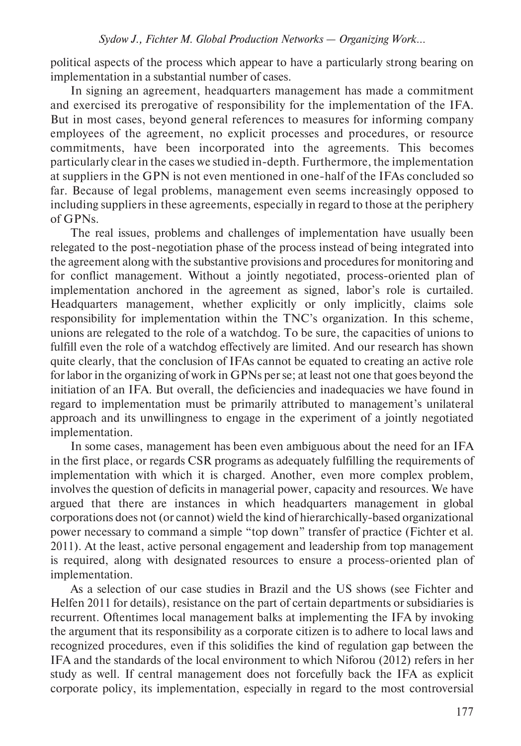political aspects of the process which appear to have a particularly strong bearing on implementation in a substantial number of cases.

In signing an agreement, headquarters management has made a commitment and exercised its prerogative of responsibility for the implementation of the IFA. But in most cases, beyond general references to measures for informing company employees of the agreement, no explicit processes and procedures, or resource commitments, have been incorporated into the agreements. This becomes particularly clear in the cases we studied in-depth. Furthermore, the implementation at suppliers in the GPN is not even mentioned in one-half of the IFAs concluded so far. Because of legal problems, management even seems increasingly opposed to including suppliers in these agreements, especially in regard to those at the periphery of GPNs.

The real issues, problems and challenges of implementation have usually been relegated to the post-negotiation phase of the process instead of being integrated into the agreement along with the substantive provisions and procedures for monitoring and for conflict management. Without a jointly negotiated, process-oriented plan of implementation anchored in the agreement as signed, labor's role is curtailed. Headquarters management, whether explicitly or only implicitly, claims sole responsibility for implementation within the TNC's organization. In this scheme, unions are relegated to the role of a watchdog. To be sure, the capacities of unions to fulfill even the role of a watchdog effectively are limited. And our research has shown quite clearly, that the conclusion of IFAs cannot be equated to creating an active role for labor in the organizing of work in GPNs per se; at least not one that goes beyond the initiation of an IFA. But overall, the deficiencies and inadequacies we have found in regard to implementation must be primarily attributed to management's unilateral approach and its unwillingness to engage in the experiment of a jointly negotiated implementation.

In some cases, management has been even ambiguous about the need for an IFA in the first place, or regards CSR programs as adequately fulfilling the requirements of implementation with which it is charged. Another, even more complex problem, involves the question of deficits in managerial power, capacity and resources. We have argued that there are instances in which headquarters management in global corporations does not (or cannot) wield the kind of hierarchically-based organizational power necessary to command a simple "top down" transfer of practice (Fichter et al. 2011). At the least, active personal engagement and leadership from top management is required, along with designated resources to ensure a process-oriented plan of implementation.

As a selection of our case studies in Brazil and the US shows (see Fichter and Helfen 2011 for details), resistance on the part of certain departments or subsidiaries is recurrent. Oftentimes local management balks at implementing the IFA by invoking the argument that its responsibility as a corporate citizen is to adhere to local laws and recognized procedures, even if this solidifies the kind of regulation gap between the IFA and the standards of the local environment to which Niforou (2012) refers in her study as well. If central management does not forcefully back the IFA as explicit corporate policy, its implementation, especially in regard to the most controversial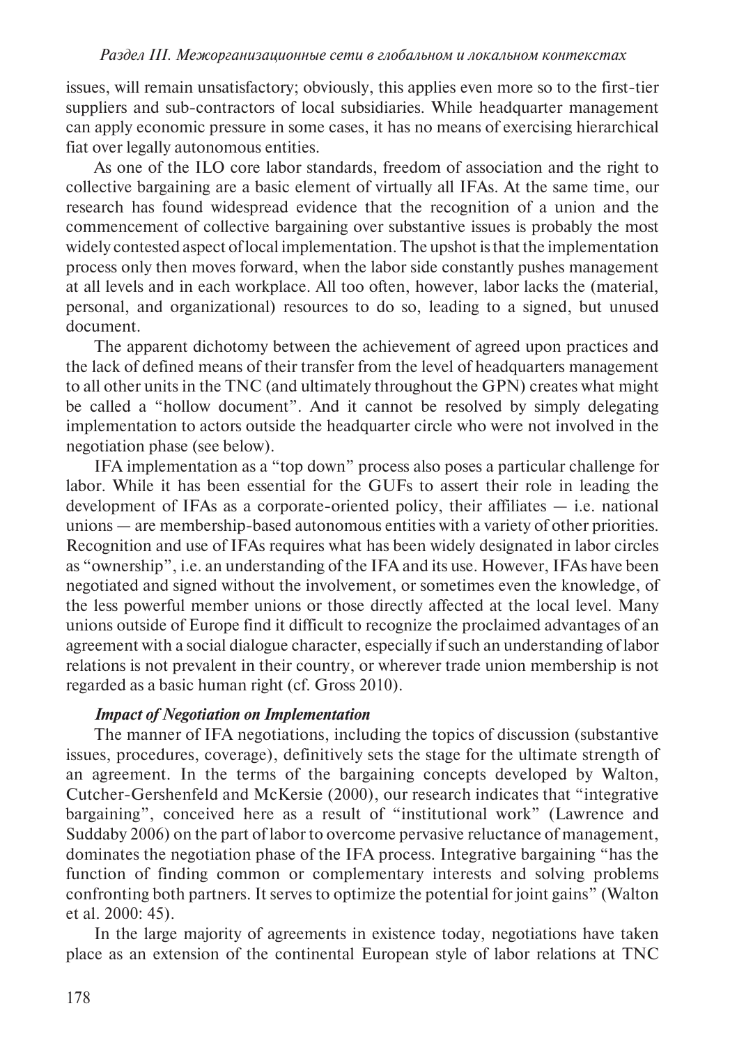issues, will remain unsatisfactory; obviously, this applies even more so to the first-tier suppliers and sub-contractors of local subsidiaries. While headquarter management can apply economic pressure in some cases, it has no means of exercising hierarchical fiat over legally autonomous entities.

As one of the ILO core labor standards, freedom of association and the right to collective bargaining are a basic element of virtually all IFAs. At the same time, our research has found widespread evidence that the recognition of a union and the commencement of collective bargaining over substantive issues is probably the most widely contested aspect of local implementation. The upshot is that the implementation process only then moves forward, when the labor side constantly pushes management at all levels and in each workplace. All too often, however, labor lacks the (material, personal, and organizational) resources to do so, leading to a signed, but unused document.

The apparent dichotomy between the achievement of agreed upon practices and the lack of defined means of their transfer from the level of headquarters management to all other units in the TNC (and ultimately throughout the GPN) creates what might be called a "hollow document". And it cannot be resolved by simply delegating implementation to actors outside the headquarter circle who were not involved in the negotiation phase (see below).

IFA implementation as a "top down" process also poses a particular challenge for labor. While it has been essential for the GUFs to assert their role in leading the development of IFAs as a corporate-oriented policy, their affiliates — i.e. national unions — are membership-based autonomous entities with a variety of other priorities. Recognition and use of IFAs requires what has been widely designated in labor circles as "ownership", i.e. an understanding of the IFA and its use. However, IFAs have been negotiated and signed without the involvement, or sometimes even the knowledge, of the less powerful member unions or those directly affected at the local level. Many unions outside of Europe find it difficult to recognize the proclaimed advantages of an agreement with a social dialogue character, especially if such an understanding of labor relations is not prevalent in their country, or wherever trade union membership is not regarded as a basic human right (cf. Gross 2010).

***Impact of Negotiation on Implementation***

The manner of IFA negotiations, including the topics of discussion (substantive issues, procedures, coverage), definitively sets the stage for the ultimate strength of an agreement. In the terms of the bargaining concepts developed by Walton, Cutcher-Gershenfeld and McKersie (2000), our research indicates that "integrative bargaining", conceived here as a result of "institutional work" (Lawrence and Suddaby 2006) on the part of labor to overcome pervasive reluctance of management, dominates the negotiation phase of the IFA process. Integrative bargaining "has the function of finding common or complementary interests and solving problems confronting both partners. It serves to optimize the potential for joint gains" (Walton et al. 2000: 45).

In the large majority of agreements in existence today, negotiations have taken place as an extension of the continental European style of labor relations at TNC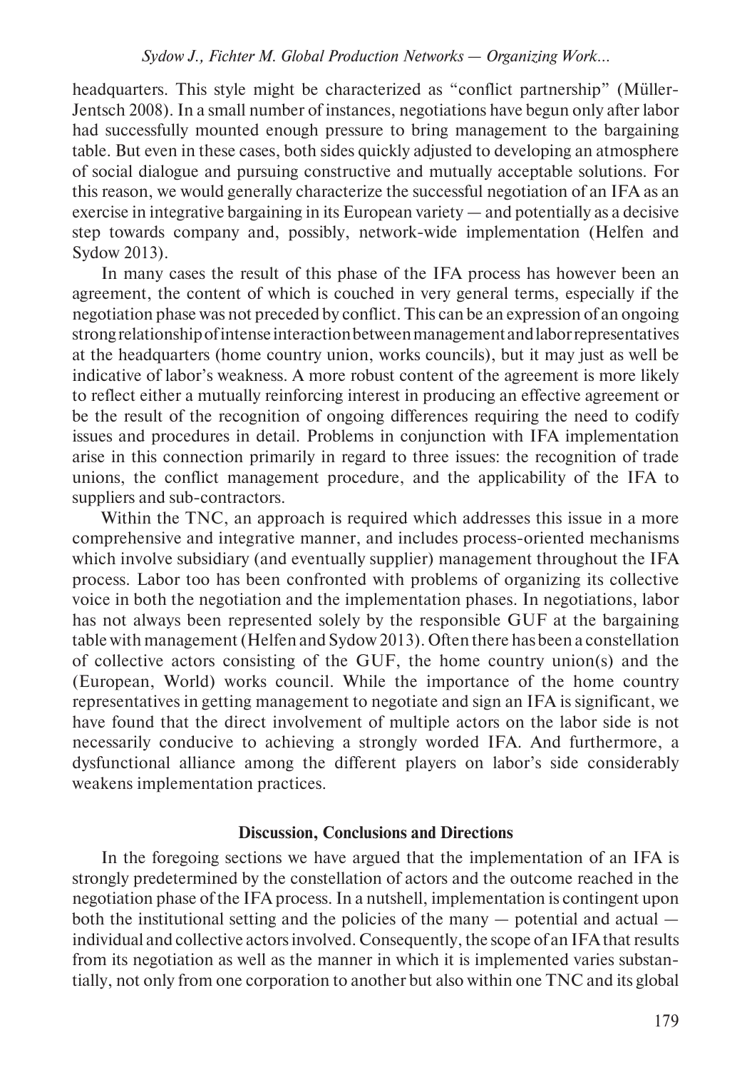headquarters. This style might be characterized as "conflict partnership" (Müller-Jentsch 2008). In a small number of instances, negotiations have begun only after labor had successfully mounted enough pressure to bring management to the bargaining table. But even in these cases, both sides quickly adjusted to developing an atmosphere of social dialogue and pursuing constructive and mutually acceptable solutions. For this reason, we would generally characterize the successful negotiation of an IFA as an exercise in integrative bargaining in its European variety — and potentially as a decisive step towards company and, possibly, network-wide implementation (Helfen and Sydow 2013).

In many cases the result of this phase of the IFA process has however been an agreement, the content of which is couched in very general terms, especially if the negotiation phase was not preceded by conflict. This can be an expression of an ongoing strong relationship of intense interaction between management and labor representatives at the headquarters (home country union, works councils), but it may just as well be indicative of labor's weakness. A more robust content of the agreement is more likely to reflect either a mutually reinforcing interest in producing an effective agreement or be the result of the recognition of ongoing differences requiring the need to codify issues and procedures in detail. Problems in conjunction with IFA implementation arise in this connection primarily in regard to three issues: the recognition of trade unions, the conflict management procedure, and the applicability of the IFA to suppliers and sub-contractors.

Within the TNC, an approach is required which addresses this issue in a more comprehensive and integrative manner, and includes process-oriented mechanisms which involve subsidiary (and eventually supplier) management throughout the IFA process. Labor too has been confronted with problems of organizing its collective voice in both the negotiation and the implementation phases. In negotiations, labor has not always been represented solely by the responsible GUF at the bargaining table with management (Helfen and Sydow 2013). Often there has been a constellation of collective actors consisting of the GUF, the home country union(s) and the (European, World) works council. While the importance of the home country representatives in getting management to negotiate and sign an IFA is significant, we have found that the direct involvement of multiple actors on the labor side is not necessarily conducive to achieving a strongly worded IFA. And furthermore, a dysfunctional alliance among the different players on labor's side considerably weakens implementation practices.

## Discussion, Conclusions and Directions

In the foregoing sections we have argued that the implementation of an IFA is strongly predetermined by the constellation of actors and the outcome reached in the negotiation phase of the IFA process. In a nutshell, implementation is contingent upon both the institutional setting and the policies of the many — potential and actual — individual and collective actors involved. Consequently, the scope of an IFA that results from its negotiation as well as the manner in which it is implemented varies substantially, not only from one corporation to another but also within one TNC and its global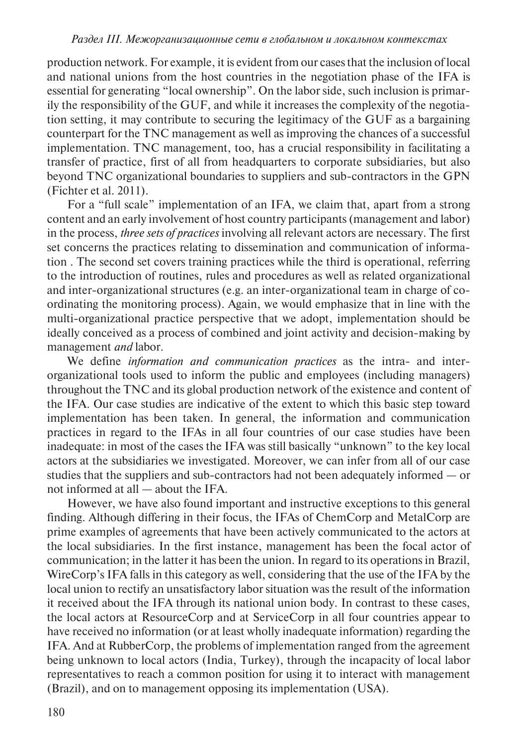production network. For example, it is evident from our cases that the inclusion of local and national unions from the host countries in the negotiation phase of the IFA is essential for generating "local ownership". On the labor side, such inclusion is primarily the responsibility of the GUF, and while it increases the complexity of the negotiation setting, it may contribute to securing the legitimacy of the GUF as a bargaining counterpart for the TNC management as well as improving the chances of a successful implementation. TNC management, too, has a crucial responsibility in facilitating a transfer of practice, first of all from headquarters to corporate subsidiaries, but also beyond TNC organizational boundaries to suppliers and sub-contractors in the GPN (Fichter et al. 2011).

For a "full scale" implementation of an IFA, we claim that, apart from a strong content and an early involvement of host country participants (management and labor) in the process, *three sets of practices* involving all relevant actors are necessary. The first set concerns the practices relating to dissemination and communication of information . The second set covers training practices while the third is operational, referring to the introduction of routines, rules and procedures as well as related organizational and inter-organizational structures (e.g. an inter-organizational team in charge of coordinating the monitoring process). Again, we would emphasize that in line with the multi-organizational practice perspective that we adopt, implementation should be ideally conceived as a process of combined and joint activity and decision-making by management *and* labor.

We define *information and communication practices* as the intra- and inter-organizational tools used to inform the public and employees (including managers) throughout the TNC and its global production network of the existence and content of the IFA. Our case studies are indicative of the extent to which this basic step toward implementation has been taken. In general, the information and communication practices in regard to the IFAs in all four countries of our case studies have been inadequate: in most of the cases the IFA was still basically "unknown" to the key local actors at the subsidiaries we investigated. Moreover, we can infer from all of our case studies that the suppliers and sub-contractors had not been adequately informed — or not informed at all — about the IFA.

However, we have also found important and instructive exceptions to this general finding. Although differing in their focus, the IFAs of ChemCorp and MetalCorp are prime examples of agreements that have been actively communicated to the actors at the local subsidiaries. In the first instance, management has been the focal actor of communication; in the latter it has been the union. In regard to its operations in Brazil, WireCorp's IFA falls in this category as well, considering that the use of the IFA by the local union to rectify an unsatisfactory labor situation was the result of the information it received about the IFA through its national union body. In contrast to these cases, the local actors at ResourceCorp and at ServiceCorp in all four countries appear to have received no information (or at least wholly inadequate information) regarding the IFA. And at RubberCorp, the problems of implementation ranged from the agreement being unknown to local actors (India, Turkey), through the incapacity of local labor representatives to reach a common position for using it to interact with management (Brazil), and on to management opposing its implementation (USA).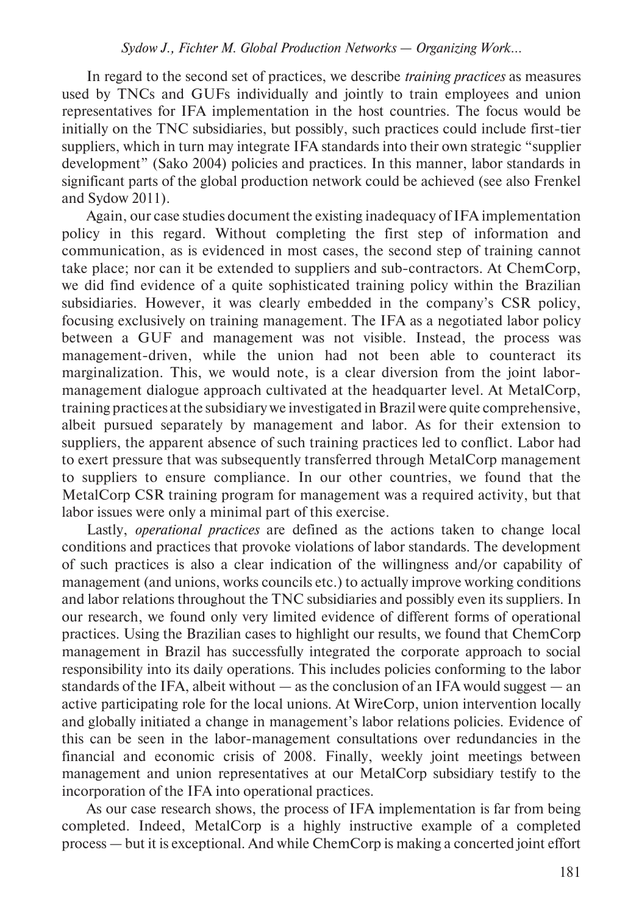In regard to the second set of practices, we describe *training practices* as measures used by TNCs and GUFs individually and jointly to train employees and union representatives for IFA implementation in the host countries. The focus would be initially on the TNC subsidiaries, but possibly, such practices could include first-tier suppliers, which in turn may integrate IFA standards into their own strategic "supplier development" (Sako 2004) policies and practices. In this manner, labor standards in significant parts of the global production network could be achieved (see also Frenkel and Sydow 2011).

Again, our case studies document the existing inadequacy of IFA implementation policy in this regard. Without completing the first step of information and communication, as is evidenced in most cases, the second step of training cannot take place; nor can it be extended to suppliers and sub-contractors. At ChemCorp, we did find evidence of a quite sophisticated training policy within the Brazilian subsidiaries. However, it was clearly embedded in the company's CSR policy, focusing exclusively on training management. The IFA as a negotiated labor policy between a GUF and management was not visible. Instead, the process was management-driven, while the union had not been able to counteract its marginalization. This, we would note, is a clear diversion from the joint labor-management dialogue approach cultivated at the headquarter level. At MetalCorp, training practices at the subsidiary we investigated in Brazil were quite comprehensive, albeit pursued separately by management and labor. As for their extension to suppliers, the apparent absence of such training practices led to conflict. Labor had to exert pressure that was subsequently transferred through MetalCorp management to suppliers to ensure compliance. In our other countries, we found that the MetalCorp CSR training program for management was a required activity, but that labor issues were only a minimal part of this exercise.

Lastly, *operational practices* are defined as the actions taken to change local conditions and practices that provoke violations of labor standards. The development of such practices is also a clear indication of the willingness and/or capability of management (and unions, works councils etc.) to actually improve working conditions and labor relations throughout the TNC subsidiaries and possibly even its suppliers. In our research, we found only very limited evidence of different forms of operational practices. Using the Brazilian cases to highlight our results, we found that ChemCorp management in Brazil has successfully integrated the corporate approach to social responsibility into its daily operations. This includes policies conforming to the labor standards of the IFA, albeit without — as the conclusion of an IFA would suggest — an active participating role for the local unions. At WireCorp, union intervention locally and globally initiated a change in management's labor relations policies. Evidence of this can be seen in the labor-management consultations over redundancies in the financial and economic crisis of 2008. Finally, weekly joint meetings between management and union representatives at our MetalCorp subsidiary testify to the incorporation of the IFA into operational practices.

As our case research shows, the process of IFA implementation is far from being completed. Indeed, MetalCorp is a highly instructive example of a completed process — but it is exceptional. And while ChemCorp is making a concerted joint effort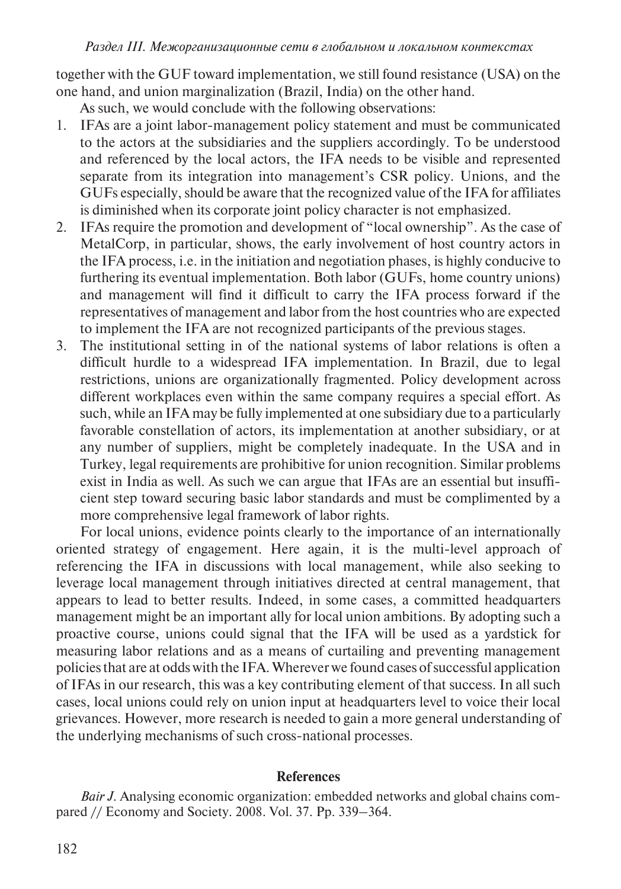together with the GUF toward implementation, we still found resistance (USA) on the one hand, and union marginalization (Brazil, India) on the other hand.

As such, we would conclude with the following observations:

1. IFAs are a joint labor-management policy statement and must be communicated to the actors at the subsidiaries and the suppliers accordingly. To be understood and referenced by the local actors, the IFA needs to be visible and represented separate from its integration into management's CSR policy. Unions, and the GUFs especially, should be aware that the recognized value of the IFA for affiliates is diminished when its corporate joint policy character is not emphasized.
2. IFAs require the promotion and development of "local ownership". As the case of MetalCorp, in particular, shows, the early involvement of host country actors in the IFA process, i.e. in the initiation and negotiation phases, is highly conducive to furthering its eventual implementation. Both labor (GUFs, home country unions) and management will find it difficult to carry the IFA process forward if the representatives of management and labor from the host countries who are expected to implement the IFA are not recognized participants of the previous stages.
3. The institutional setting in of the national systems of labor relations is often a difficult hurdle to a widespread IFA implementation. In Brazil, due to legal restrictions, unions are organizationally fragmented. Policy development across different workplaces even within the same company requires a special effort. As such, while an IFA may be fully implemented at one subsidiary due to a particularly favorable constellation of actors, its implementation at another subsidiary, or at any number of suppliers, might be completely inadequate. In the USA and in Turkey, legal requirements are prohibitive for union recognition. Similar problems exist in India as well. As such we can argue that IFAs are an essential but insufficient step toward securing basic labor standards and must be complimented by a more comprehensive legal framework of labor rights.

For local unions, evidence points clearly to the importance of an internationally oriented strategy of engagement. Here again, it is the multi-level approach of referencing the IFA in discussions with local management, while also seeking to leverage local management through initiatives directed at central management, that appears to lead to better results. Indeed, in some cases, a committed headquarters management might be an important ally for local union ambitions. By adopting such a proactive course, unions could signal that the IFA will be used as a yardstick for measuring labor relations and as a means of curtailing and preventing management policies that are at odds with the IFA. Wherever we found cases of successful application of IFAs in our research, this was a key contributing element of that success. In all such cases, local unions could rely on union input at headquarters level to voice their local grievances. However, more research is needed to gain a more general understanding of the underlying mechanisms of such cross-national processes.

## References

*Bair J.* Analysing economic organization: embedded networks and global chains compared // Economy and Society. 2008. Vol. 37. Pp. 339–364.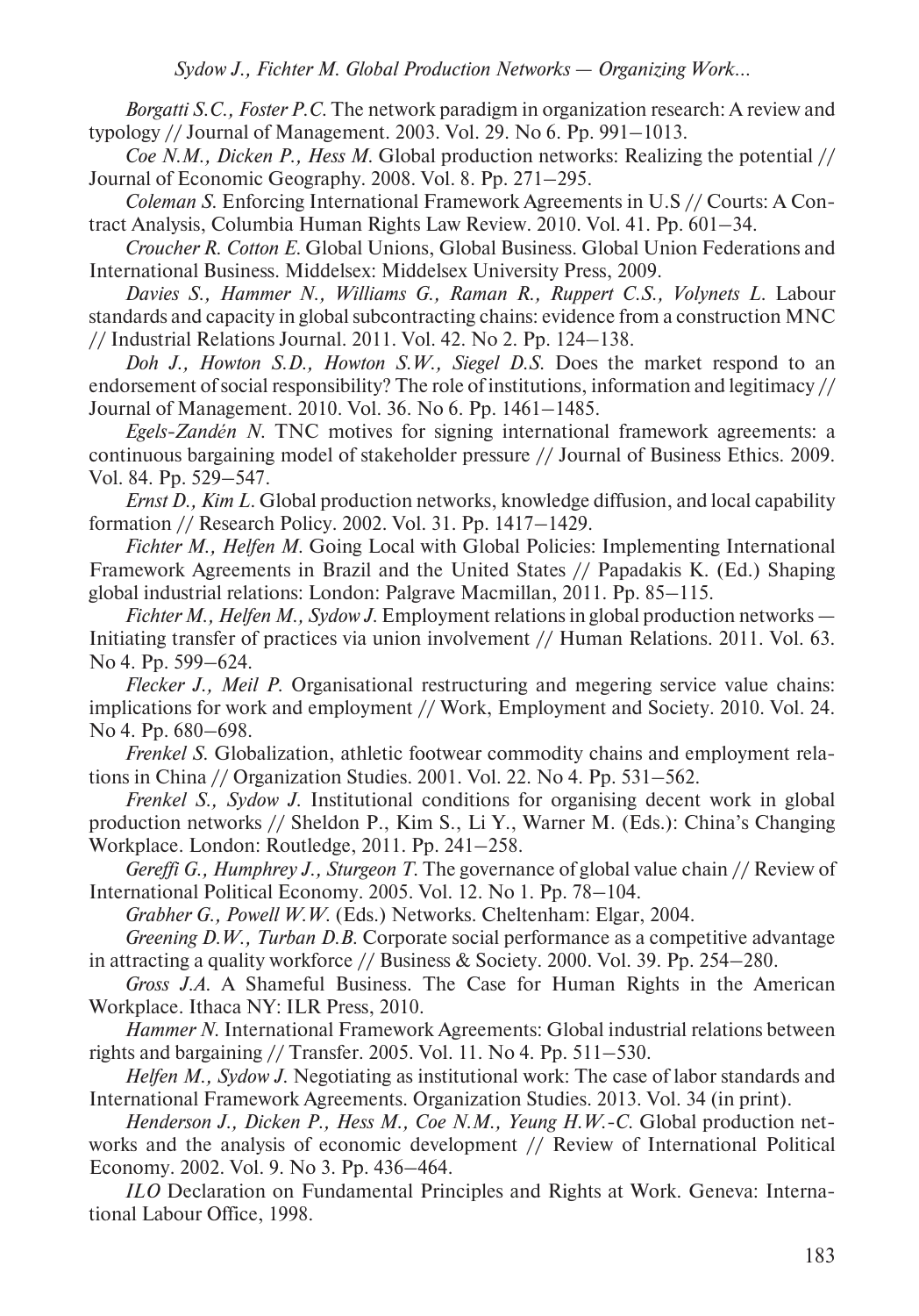*Borgatti S.C., Foster P.C.* The network paradigm in organization research: A review and typology // Journal of Management. 2003. Vol. 29. No 6. Pp. 991–1013.

*Coe N.M., Dicken P., Hess M.* Global production networks: Realizing the potential // Journal of Economic Geography. 2008. Vol. 8. Pp. 271–295.

*Coleman S.* Enforcing International Framework Agreements in U.S // Courts: A Contract Analysis, Columbia Human Rights Law Review. 2010. Vol. 41. Pp. 601–34.

*Croucher R. Cotton E.* Global Unions, Global Business. Global Union Federations and International Business. Middelsex: Middelsex University Press, 2009.

*Davies S., Hammer N., Williams G., Raman R., Ruppert C.S., Volynets L.* Labour standards and capacity in global subcontracting chains: evidence from a construction MNC // Industrial Relations Journal. 2011. Vol. 42. No 2. Pp. 124–138.

*Doh J., Howton S.D., Howton S.W., Siegel D.S.* Does the market respond to an endorsement of social responsibility? The role of institutions, information and legitimacy // Journal of Management. 2010. Vol. 36. No 6. Pp. 1461–1485.

*Egels-Zandén N.* TNC motives for signing international framework agreements: a continuous bargaining model of stakeholder pressure // Journal of Business Ethics. 2009. Vol. 84. Pp. 529–547.

*Ernst D., Kim L.* Global production networks, knowledge diffusion, and local capability formation // Research Policy. 2002. Vol. 31. Pp. 1417–1429.

*Fichter M., Helfen M.* Going Local with Global Policies: Implementing International Framework Agreements in Brazil and the United States // Papadakis K. (Ed.) Shaping global industrial relations: London: Palgrave Macmillan, 2011. Pp. 85–115.

*Fichter M., Helfen M., Sydow J.* Employment relations in global production networks — Initiating transfer of practices via union involvement // Human Relations. 2011. Vol. 63. No 4. Pp. 599–624.

*Flecker J., Meil P.* Organisational restructuring and megering service value chains: implications for work and employment // Work, Employment and Society. 2010. Vol. 24. No 4. Pp. 680–698.

*Frenkel S.* Globalization, athletic footwear commodity chains and employment relations in China // Organization Studies. 2001. Vol. 22. No 4. Pp. 531–562.

*Frenkel S., Sydow J.* Institutional conditions for organising decent work in global production networks // Sheldon P., Kim S., Li Y., Warner M. (Eds.): China's Changing Workplace. London: Routledge, 2011. Pp. 241–258.

*Gereffi G., Humphrey J., Sturgeon T.* The governance of global value chain // Review of International Political Economy. 2005. Vol. 12. No 1. Pp. 78–104.

*Grabher G., Powell W.W.* (Eds.) Networks. Cheltenham: Elgar, 2004.

*Greening D.W., Turban D.B.* Corporate social performance as a competitive advantage in attracting a quality workforce // Business & Society. 2000. Vol. 39. Pp. 254–280.

*Gross J.A.* A Shameful Business. The Case for Human Rights in the American Workplace. Ithaca NY: ILR Press, 2010.

*Hammer N.* International Framework Agreements: Global industrial relations between rights and bargaining // Transfer. 2005. Vol. 11. No 4. Pp. 511–530.

*Helfen M., Sydow J.* Negotiating as institutional work: The case of labor standards and International Framework Agreements. Organization Studies. 2013. Vol. 34 (in print).

*Henderson J., Dicken P., Hess M., Coe N.M., Yeung H.W.-C.* Global production networks and the analysis of economic development // Review of International Political Economy. 2002. Vol. 9. No 3. Pp. 436–464.

*ILO* Declaration on Fundamental Principles and Rights at Work. Geneva: International Labour Office, 1998.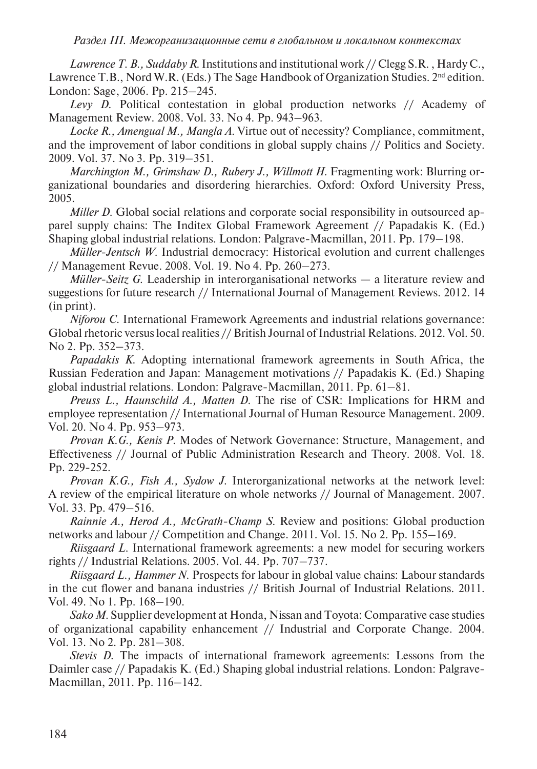*Lawrence T. B., Suddaby R.* Institutions and institutional work // Clegg S.R. , Hardy C., Lawrence T.B., Nord W.R. (Eds.) The Sage Handbook of Organization Studies. 2nd edition. London: Sage, 2006. Pp. 215–245.

*Levy D.* Political contestation in global production networks // Academy of Management Review. 2008. Vol. 33. No 4. Pp. 943–963.

*Locke R., Amengual M., Mangla A.* Virtue out of necessity? Compliance, commitment, and the improvement of labor conditions in global supply chains // Politics and Society. 2009. Vol. 37. No 3. Pp. 319–351.

*Marchington M., Grimshaw D., Rubery J., Willmott H.* Fragmenting work: Blurring organizational boundaries and disordering hierarchies. Oxford: Oxford University Press, 2005.

*Miller D.* Global social relations and corporate social responsibility in outsourced apparel supply chains: The Inditex Global Framework Agreement // Papadakis K. (Ed.) Shaping global industrial relations. London: Palgrave-Macmillan, 2011. Pp. 179–198.

*Müller-Jentsch W.* Industrial democracy: Historical evolution and current challenges // Management Revue. 2008. Vol. 19. No 4. Pp. 260–273.

*Müller-Seitz G.* Leadership in interorganisational networks — a literature review and suggestions for future research // International Journal of Management Reviews. 2012. 14 (in print).

*Niforou C.* International Framework Agreements and industrial relations governance: Global rhetoric versus local realities // British Journal of Industrial Relations. 2012. Vol. 50. No 2. Pp. 352–373.

*Papadakis K.* Adopting international framework agreements in South Africa, the Russian Federation and Japan: Management motivations // Papadakis K. (Ed.) Shaping global industrial relations. London: Palgrave-Macmillan, 2011. Pp. 61–81.

*Preuss L., Haunschild A., Matten D.* The rise of CSR: Implications for HRM and employee representation // International Journal of Human Resource Management. 2009. Vol. 20. No 4. Pp. 953–973.

*Provan K.G., Kenis P.* Modes of Network Governance: Structure, Management, and Effectiveness // Journal of Public Administration Research and Theory. 2008. Vol. 18. Pp. 229-252.

*Provan K.G., Fish A., Sydow J.* Interorganizational networks at the network level: A review of the empirical literature on whole networks // Journal of Management. 2007. Vol. 33. Pp. 479–516.

*Rainnie A., Herod A., McGrath-Champ S.* Review and positions: Global production networks and labour // Competition and Change. 2011. Vol. 15. No 2. Pp. 155–169.

*Riisgaard L.* International framework agreements: a new model for securing workers rights // Industrial Relations. 2005. Vol. 44. Pp. 707–737.

*Riisgaard L., Hammer N.* Prospects for labour in global value chains: Labour standards in the cut flower and banana industries // British Journal of Industrial Relations. 2011. Vol. 49. No 1. Pp. 168–190.

*Sako M.* Supplier development at Honda, Nissan and Toyota: Comparative case studies of organizational capability enhancement // Industrial and Corporate Change. 2004. Vol. 13. No 2. Pp. 281–308.

*Stevis D.* The impacts of international framework agreements: Lessons from the Daimler case // Papadakis K. (Ed.) Shaping global industrial relations. London: Palgrave-Macmillan, 2011. Pp. 116–142.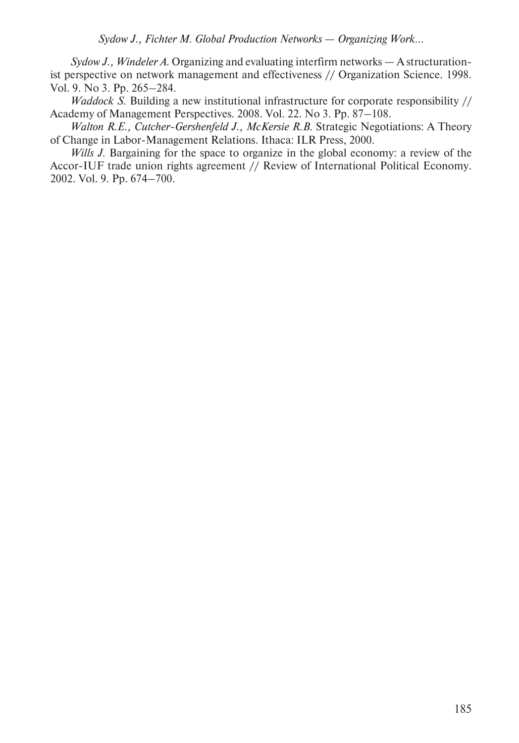*Sydow J., Windeler A.* Organizing and evaluating interfirm networks — A structurationist perspective on network management and effectiveness // Organization Science. 1998. Vol. 9. No 3. Pp. 265–284.

*Waddock S.* Building a new institutional infrastructure for corporate responsibility // Academy of Management Perspectives. 2008. Vol. 22. No 3. Pp. 87–108.

*Walton R.E., Cutcher-Gershenfeld J., McKersie R.B.* Strategic Negotiations: A Theory of Change in Labor-Management Relations. Ithaca: ILR Press, 2000.

*Wills J.* Bargaining for the space to organize in the global economy: a review of the Accor-IUF trade union rights agreement // Review of International Political Economy. 2002. Vol. 9. Pp. 674–700.